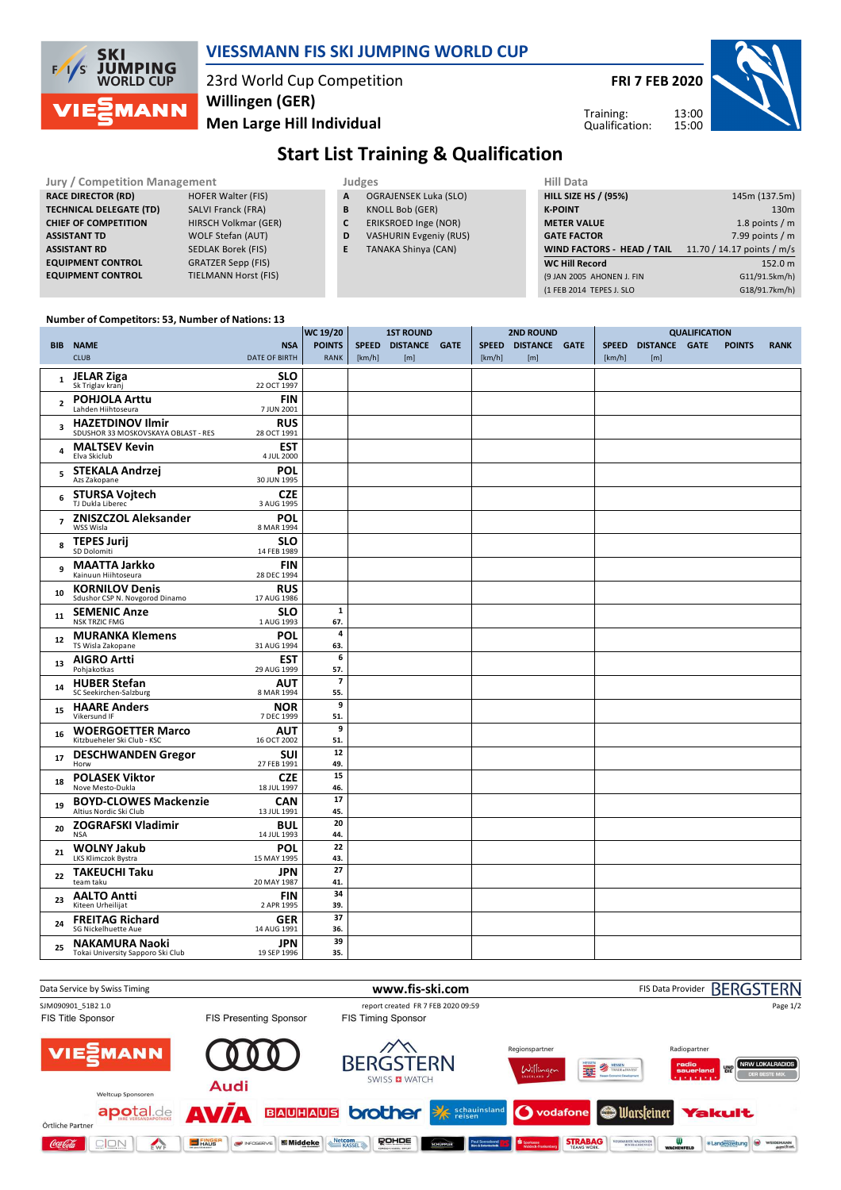# VIESSMANN FIS SKI JUMPING WORLD CUP

23rd World Cup Competition
**Willingen (GER)**
**Men Large Hill Individual**

**FRI 7 FEB 2020**

Training: 13:00
Qualification: 15:00

## Start List Training & Qualification

**Jury / Competition Management**

| | |
|---|---|
| RACE DIRECTOR (RD) | HOFER Walter (FIS) |
| TECHNICAL DELEGATE (TD) | SALVI Franck (FRA) |
| CHIEF OF COMPETITION | HIRSCH Volkmar (GER) |
| ASSISTANT TD | WOLF Stefan (AUT) |
| ASSISTANT RD | SEDLAK Borek (FIS) |
| EQUIPMENT CONTROL | GRATZER Sepp (FIS) |
| EQUIPMENT CONTROL | TIELMANN Horst (FIS) |

**Judges**

| | |
|---|---|
| A | OGRAJENSEK Luka (SLO) |
| B | KNOLL Bob (GER) |
| C | ERIKSROED Inge (NOR) |
| D | VASHURIN Evgeniy (RUS) |
| E | TANAKA Shinya (CAN) |

**Hill Data**

| | |
|---|---|
| HILL SIZE HS / (95%) | 145m (137.5m) |
| K-POINT | 130m |
| METER VALUE | 1.8 points / m |
| GATE FACTOR | 7.99 points / m |
| WIND FACTORS - HEAD / TAIL | 11.70 / 14.17 points / m/s |
| WC Hill Record | 152.0 m |
| (9 JAN 2005 AHONEN J. FIN | G11/91.5km/h) |
| (1 FEB 2014 TEPES J. SLO | G18/91.7km/h) |

**Number of Competitors: 53, Number of Nations: 13**

| BIB | NAME / CLUB | NSA / DATE OF BIRTH | WC 19/20 POINTS / RANK | 1ST ROUND SPEED [km/h] | 1ST ROUND DISTANCE [m] | 1ST ROUND GATE | 2ND ROUND SPEED [km/h] | 2ND ROUND DISTANCE [m] | 2ND ROUND GATE | QUALIFICATION SPEED [km/h] | QUALIFICATION DISTANCE [m] | QUALIFICATION GATE | QUALIFICATION POINTS | QUALIFICATION RANK |
|---|---|---|---|---|---|---|---|---|---|---|---|---|---|---|
| 1 | **JELAR Ziga** Sk Triglav kranj | SLO 22 OCT 1997 | | | | | | | | | | | | |
| 2 | **POHJOLA Arttu** Lahden Hiihtoseura | FIN 7 JUN 2001 | | | | | | | | | | | | |
| 3 | **HAZETDINOV Ilmir** SDUSHOR 33 MOSKOVSKAYA OBLAST - RES | RUS 28 OCT 1991 | | | | | | | | | | | | |
| 4 | **MALTSEV Kevin** Elva Skiclub | EST 4 JUL 2000 | | | | | | | | | | | | |
| 5 | **STEKALA Andrzej** Azs Zakopane | POL 30 JUN 1995 | | | | | | | | | | | | |
| 6 | **STURSA Vojtech** TJ Dukla Liberec | CZE 3 AUG 1995 | | | | | | | | | | | | |
| 7 | **ZNISZCZOL Aleksander** WSS Wisla | POL 8 MAR 1994 | | | | | | | | | | | | |
| 8 | **TEPES Jurij** SD Dolomiti | SLO 14 FEB 1989 | | | | | | | | | | | | |
| 9 | **MAATTA Jarkko** Kainuun Hiihtoseura | FIN 28 DEC 1994 | | | | | | | | | | | | |
| 10 | **KORNILOV Denis** Sdushor CSP N. Novgorod Dinamo | RUS 17 AUG 1986 | | | | | | | | | | | | |
| 11 | **SEMENIC Anze** NSK TRZIC FMG | SLO 1 AUG 1993 | 1 / 67. | | | | | | | | | | | |
| 12 | **MURANKA Klemens** TS Wisla Zakopane | POL 31 AUG 1994 | 4 / 63. | | | | | | | | | | | |
| 13 | **AIGRO Artti** Pohjakotkas | EST 29 AUG 1999 | 6 / 57. | | | | | | | | | | | |
| 14 | **HUBER Stefan** SC Seekirchen-Salzburg | AUT 8 MAR 1994 | 7 / 55. | | | | | | | | | | | |
| 15 | **HAARE Anders** Vikersund IF | NOR 7 DEC 1999 | 9 / 51. | | | | | | | | | | | |
| 16 | **WOERGOETTER Marco** Kitzbueheler Ski Club - KSC | AUT 16 OCT 2002 | 9 / 51. | | | | | | | | | | | |
| 17 | **DESCHWANDEN Gregor** Horw | SUI 27 FEB 1991 | 12 / 49. | | | | | | | | | | | |
| 18 | **POLASEK Viktor** Nove Mesto-Dukla | CZE 18 JUL 1997 | 15 / 46. | | | | | | | | | | | |
| 19 | **BOYD-CLOWES Mackenzie** Altius Nordic Ski Club | CAN 13 JUL 1991 | 17 / 45. | | | | | | | | | | | |
| 20 | **ZOGRAFSKI Vladimir** NSA | BUL 14 JUL 1993 | 20 / 44. | | | | | | | | | | | |
| 21 | **WOLNY Jakub** LKS Klimczok Bystra | POL 15 MAY 1995 | 22 / 43. | | | | | | | | | | | |
| 22 | **TAKEUCHI Taku** team taku | JPN 20 MAY 1987 | 27 / 41. | | | | | | | | | | | |
| 23 | **AALTO Antti** Kiteen Urheilijat | FIN 2 APR 1995 | 34 / 39. | | | | | | | | | | | |
| 24 | **FREITAG Richard** SG Nickelhuette Aue | GER 14 AUG 1991 | 37 / 36. | | | | | | | | | | | |
| 25 | **NAKAMURA Naoki** Tokai University Sapporo Ski Club | JPN 19 SEP 1996 | 39 / 35. | | | | | | | | | | | |

Data Service by Swiss Timing — www.fis-ski.com — FIS Data Provider BERGSTERN

SJM090901_51B2 1.0 — report created FR 7 FEB 2020 09:59

FIS Title Sponsor: VIESSMANN — FIS Presenting Sponsor: Audi — FIS Timing Sponsor: BERGSTERN SWISS WATCH — Regionspartner: Willingen, Hessen — Radiopartner: radio sauerland, NRW Lokalradios

Weltcup Sponsoren: apotal.de, AVIA, BAUHAUS, brother, schauinsland reisen, vodafone, Warsteiner, Yakult

Örtliche Partner: Coca-Cola, CION, EWF, Fingerhaus, Infoserve, Middeke, Netcom Kassel, Rohde, Schüpfer, Paul Sonnabend, Sparkasse Waldeck-Frankenberg, Strabag, Wachenfeld, Landeszeitung, Weidemann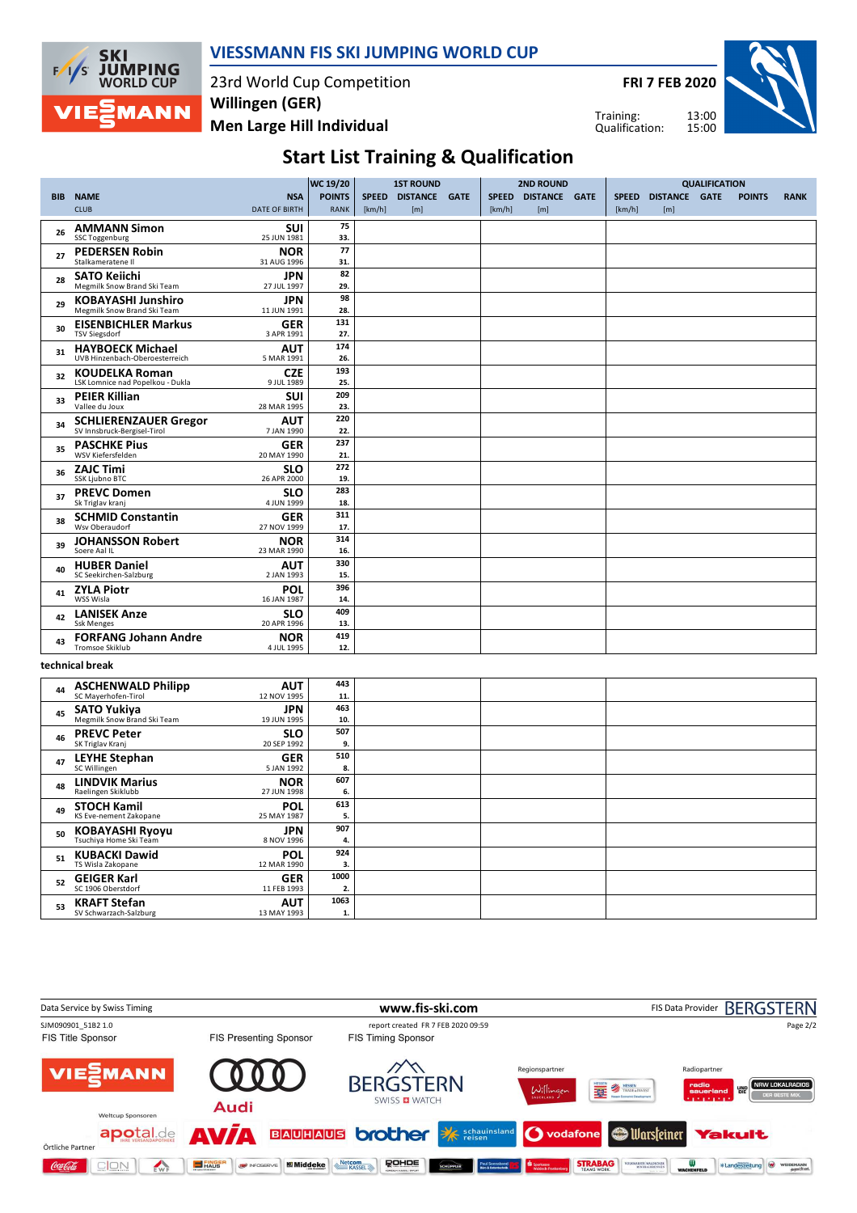# VIESSMANN FIS SKI JUMPING WORLD CUP

23rd World Cup Competition
**Willingen (GER)**
**Men Large Hill Individual**

**FRI 7 FEB 2020**

Training: 13:00
Qualification: 15:00

## Start List Training & Qualification

| BIB | NAME / CLUB | NSA / DATE OF BIRTH | WC 19/20 POINTS / RANK | 1ST ROUND SPEED [km/h] | 1ST ROUND DISTANCE [m] | 1ST ROUND GATE | 2ND ROUND SPEED [km/h] | 2ND ROUND DISTANCE [m] | 2ND ROUND GATE | QUALIFICATION SPEED [km/h] | QUALIFICATION DISTANCE [m] | QUALIFICATION GATE | QUALIFICATION POINTS | QUALIFICATION RANK |
|---|---|---|---|---|---|---|---|---|---|---|---|---|---|---|
| 26 | **AMMANN Simon** SSC Toggenburg | SUI 25 JUN 1981 | 75 33. | | | | | | | | | | | |
| 27 | **PEDERSEN Robin** Stalkameratene Il | NOR 31 AUG 1996 | 77 31. | | | | | | | | | | | |
| 28 | **SATO Keiichi** Megmilk Snow Brand Ski Team | JPN 27 JUL 1997 | 82 29. | | | | | | | | | | | |
| 29 | **KOBAYASHI Junshiro** Megmilk Snow Brand Ski Team | JPN 11 JUN 1991 | 98 28. | | | | | | | | | | | |
| 30 | **EISENBICHLER Markus** TSV Siegsdorf | GER 3 APR 1991 | 131 27. | | | | | | | | | | | |
| 31 | **HAYBOECK Michael** UVB Hinzenbach-Oberoesterreich | AUT 5 MAR 1991 | 174 26. | | | | | | | | | | | |
| 32 | **KOUDELKA Roman** LSK Lomnice nad Popelkou - Dukla | CZE 9 JUL 1989 | 193 25. | | | | | | | | | | | |
| 33 | **PEIER Killian** Vallee du Joux | SUI 28 MAR 1995 | 209 23. | | | | | | | | | | | |
| 34 | **SCHLIERENZAUER Gregor** SV Innsbruck-Bergisel-Tirol | AUT 7 JAN 1990 | 220 22. | | | | | | | | | | | |
| 35 | **PASCHKE Pius** WSV Kiefersfelden | GER 20 MAY 1990 | 237 21. | | | | | | | | | | | |
| 36 | **ZAJC Timi** SSK Ljubno BTC | SLO 26 APR 2000 | 272 19. | | | | | | | | | | | |
| 37 | **PREVC Domen** Sk Triglav kranj | SLO 4 JUN 1999 | 283 18. | | | | | | | | | | | |
| 38 | **SCHMID Constantin** Wsv Oberaudorf | GER 27 NOV 1999 | 311 17. | | | | | | | | | | | |
| 39 | **JOHANSSON Robert** Soere Aal IL | NOR 23 MAR 1990 | 314 16. | | | | | | | | | | | |
| 40 | **HUBER Daniel** SC Seekirchen-Salzburg | AUT 2 JAN 1993 | 330 15. | | | | | | | | | | | |
| 41 | **ZYLA Piotr** WSS Wisla | POL 16 JAN 1987 | 396 14. | | | | | | | | | | | |
| 42 | **LANISEK Anze** Ssk Menges | SLO 20 APR 1996 | 409 13. | | | | | | | | | | | |
| 43 | **FORFANG Johann Andre** Tromsoe Skiklub | NOR 4 JUL 1995 | 419 12. | | | | | | | | | | | |
| | **technical break** | | | | | | | | | | | | | |
| 44 | **ASCHENWALD Philipp** SC Mayerhofen-Tirol | AUT 12 NOV 1995 | 443 11. | | | | | | | | | | | |
| 45 | **SATO Yukiya** Megmilk Snow Brand Ski Team | JPN 19 JUN 1995 | 463 10. | | | | | | | | | | | |
| 46 | **PREVC Peter** SK Triglav Kranj | SLO 20 SEP 1992 | 507 9. | | | | | | | | | | | |
| 47 | **LEYHE Stephan** SC Willingen | GER 5 JAN 1992 | 510 8. | | | | | | | | | | | |
| 48 | **LINDVIK Marius** Raelingen Skiklubb | NOR 27 JUN 1998 | 607 6. | | | | | | | | | | | |
| 49 | **STOCH Kamil** KS Eve-nement Zakopane | POL 25 MAY 1987 | 613 5. | | | | | | | | | | | |
| 50 | **KOBAYASHI Ryoyu** Tsuchiya Home Ski Team | JPN 8 NOV 1996 | 907 4. | | | | | | | | | | | |
| 51 | **KUBACKI Dawid** TS Wisla Zakopane | POL 12 MAR 1990 | 924 3. | | | | | | | | | | | |
| 52 | **GEIGER Karl** SC 1906 Oberstdorf | GER 11 FEB 1993 | 1000 2. | | | | | | | | | | | |
| 53 | **KRAFT Stefan** SV Schwarzach-Salzburg | AUT 13 MAY 1993 | 1063 1. | | | | | | | | | | | |

Data Service by Swiss Timing — www.fis-ski.com — FIS Data Provider BERGSTERN

SJM090901_51B2 1.0 — report created FR 7 FEB 2020 09:59

FIS Title Sponsor — FIS Presenting Sponsor — FIS Timing Sponsor